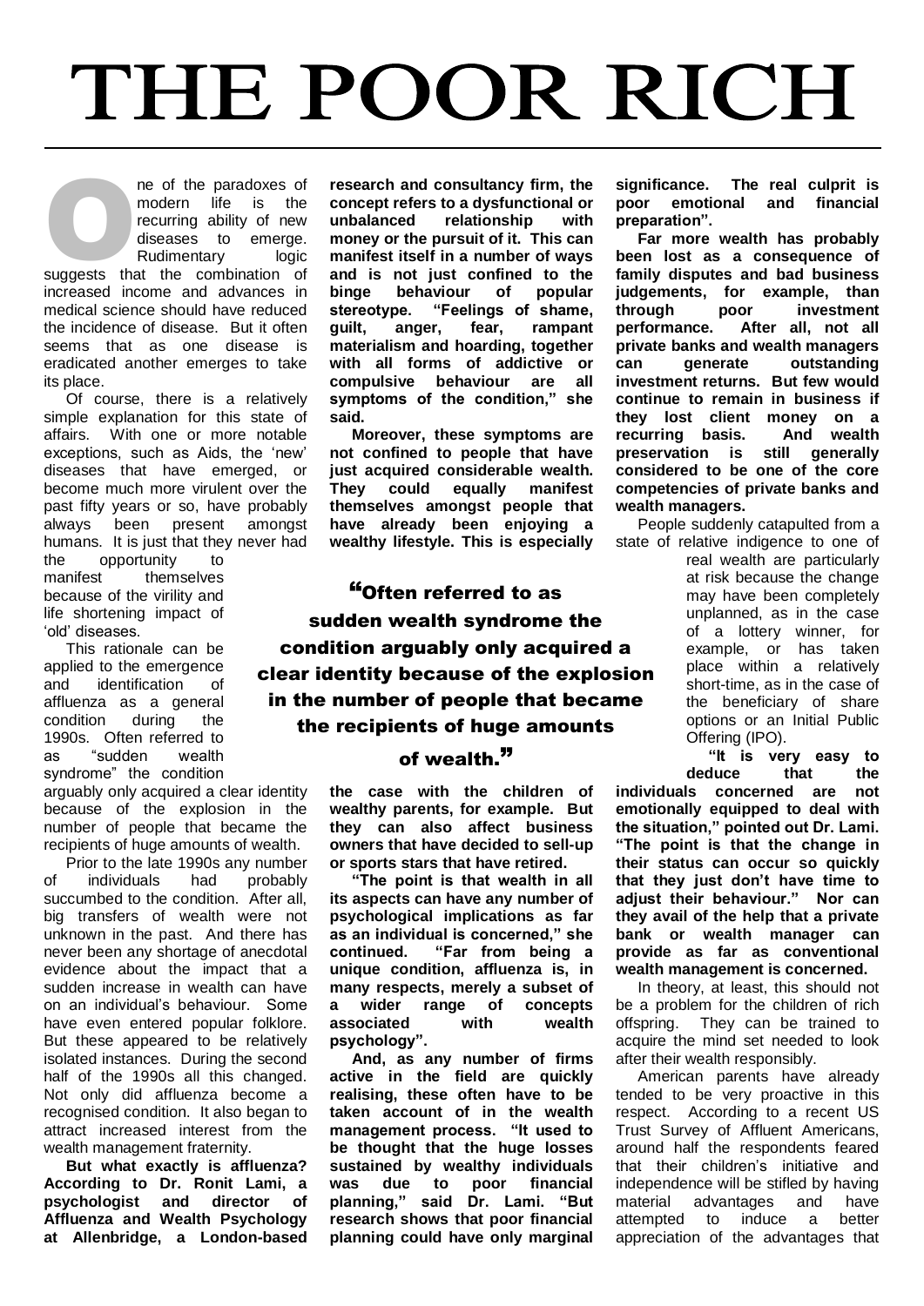# THE POOR RICH

One of the paradoxes of modern life is the recurring ability of new diseases to emerge. Rudimentary logic suggests that the combination of increased income and advances in medical science should have reduced the incidence of disease. But it often seems that as one disease is eradicated another emerges to take its place.

Of course, there is a relatively simple explanation for this state of affairs. With one or more notable exceptions, such as Aids, the 'new' diseases that have emerged, or become much more virulent over the past fifty years or so, have probably always been present amongst humans. It is just that they never had the opportunity to manifest themselves because of the virility and life shortening impact of 'old' diseases.

This rationale can be applied to the emergence and identification of affluenza as a general condition during the 1990s. Often referred to as "sudden wealth syndrome" the condition arguably only acquired a clear identity because of the explosion in the number of people that became the recipients of huge amounts of wealth.

Prior to the late 1990s any number of individuals had probably succumbed to the condition. After all, big transfers of wealth were not unknown in the past. And there has never been any shortage of anecdotal evidence about the impact that a sudden increase in wealth can have on an individual's behaviour. Some have even entered popular folklore. But these appeared to be relatively isolated instances. During the second half of the 1990s all this changed. Not only did affluenza become a recognised condition. It also began to attract increased interest from the wealth management fraternity.

**But what exactly is affluenza? According to Dr. Ronit Lami, a psychologist and director of Affluenza and Wealth Psychology at Allenbridge, a London-based research and consultancy firm, the concept refers to a dysfunctional or unbalanced relationship with money or the pursuit of it. This can manifest itself in a number of ways and is not just confined to the binge behaviour of popular stereotype. "Feelings of shame, guilt, anger, fear, rampant materialism and hoarding, together with all forms of addictive or compulsive behaviour are all symptoms of the condition," she said.**

**Moreover, these symptoms are not confined to people that have just acquired considerable wealth. They could equally manifest themselves amongst people that have already been enjoying a wealthy lifestyle. This is especially the case with the children of wealthy parents, for example. But they can also affect business owners that have decided to sell-up or sports stars that have retired.**

> **"Often referred to as sudden wealth syndrome the condition arguably only acquired a clear identity because of the explosion in the number of people that became the recipients of huge amounts of wealth."**

**"The point is that wealth in all its aspects can have any number of psychological implications as far as an individual is concerned," she continued. "Far from being a unique condition, affluenza is, in many respects, merely a subset of a wider range of concepts associated with wealth psychology".**

**And, as any number of firms active in the field are quickly realising, these often have to be taken account of in the wealth management process. "It used to be thought that the huge losses sustained by wealthy individuals was due to poor financial planning," said Dr. Lami. "But research shows that poor financial planning could have only marginal significance. The real culprit is poor emotional and financial preparation".**

**Far more wealth has probably been lost as a consequence of family disputes and bad business judgements, for example, than through poor investment performance. After all, not all private banks and wealth managers can generate outstanding investment returns. But few would continue to remain in business if they lost client money on a recurring basis. And wealth preservation is still generally considered to be one of the core competencies of private banks and wealth managers.**

People suddenly catapulted from a state of relative indigence to one of real wealth are particularly at risk because the change may have been completely unplanned, as in the case of a lottery winner, for example, or has taken place within a relatively short-time, as in the case of the beneficiary of share options or an Initial Public Offering (IPO).

**"It is very easy to deduce that the individuals concerned are not emotionally equipped to deal with the situation," pointed out Dr. Lami. "The point is that the change in their status can occur so quickly that they just don't have time to adjust their behaviour." Nor can they avail of the help that a private bank or wealth manager can provide as far as conventional wealth management is concerned.**

In theory, at least, this should not be a problem for the children of rich offspring. They can be trained to acquire the mind set needed to look after their wealth responsibly.

American parents have already tended to be very proactive in this respect. According to a recent US Trust Survey of Affluent Americans, around half the respondents feared that their children's initiative and independence will be stifled by having material advantages and have attempted to induce a better appreciation of the advantages that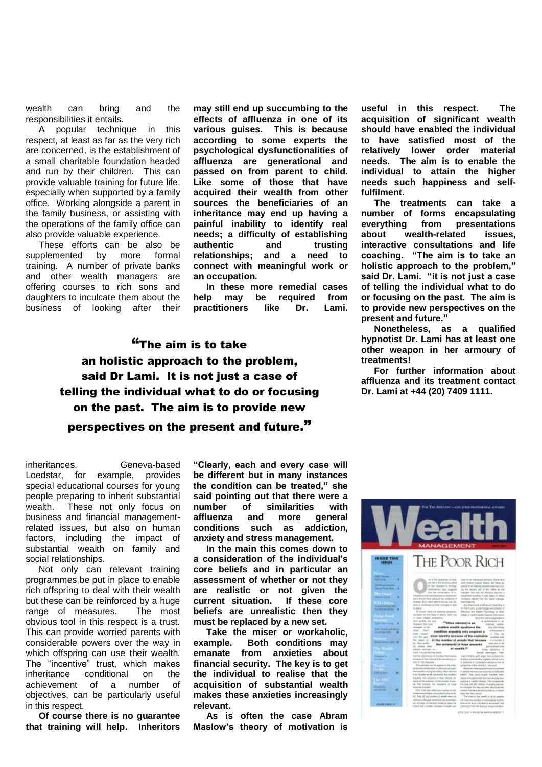wealth can bring and the responsibilities it entails.

A popular technique in this respect, at least as far as the very rich are concerned, is the establishment of a small charitable foundation headed and run by their children. This can provide valuable training for future life, especially when supported by a family office. Working alongside a parent in the family business, or assisting with the operations of the family office can also provide valuable experience.

These efforts can be also be supplemented by more formal training. A number of private banks and other wealth managers are offering courses to rich sons and daughters to inculcate them about the business of looking after their inheritances. Geneva-based Loedstar, for example, provides special educational courses for young people preparing to inherit substantial wealth. These not only focus on business and financial management-related issues, but also on human factors, including the impact of substantial wealth on family and social relationships.

Not only can relevant training programmes be put in place to enable rich offspring to deal with their wealth but these can be reinforced by a huge range of measures. The most obvious tool in this respect is a trust. This can provide worried parents with considerable powers over the way in which offspring can use their wealth. The "incentive" trust, which makes inheritance conditional on the achievement of a number of objectives, can be particularly useful in this respect.

**Of course there is no guarantee that training will help. Inheritors may still end up succumbing to the effects of affluenza in one of its various guises. This is because according to some experts the psychological dysfunctionalities of affluenza are generational and passed on from parent to child. Like some of those that have acquired their wealth from other sources the beneficiaries of an inheritance may end up having a painful inability to identify real needs; a difficulty of establishing authentic and trusting relationships; and a need to connect with meaningful work or an occupation.**

**In these more remedial cases help may be required from practitioners like Dr. Lami.**

**"The aim is to take an holistic approach to the problem, said Dr Lami. It is not just a case of telling the individual what to do or focusing on the past. The aim is to provide new perspectives on the present and future."**

**"Clearly, each and every case will be different but in many instances the condition can be treated," she said pointing out that there were a number of similarities with affluenza and more general conditions such as addiction, anxiety and stress management.**

**In the main this comes down to a consideration of the individual's core beliefs and in particular an assessment of whether or not they are realistic or not given the current situation. If these core beliefs are unrealistic then they must be replaced by a new set.**

**Take the miser or workaholic, example. Both conditions may emanate from anxieties about financial security. The key is to get the individual to realise that the acquisition of substantial wealth makes these anxieties increasingly relevant.**

**As is often the case Abram Maslow's theory of motivation is useful in this respect. The acquisition of significant wealth should have enabled the individual to have satisfied most of the relatively lower order material needs. The aim is to enable the individual to attain the higher needs such happiness and self-fulfilment.**

**The treatments can take a number of forms encapsulating everything from presentations about wealth-related issues, interactive consultations and life coaching. "The aim is to take an holistic approach to the problem," said Dr. Lami. "it is not just a case of telling the individual what to do or focusing on the past. The aim is to provide new perspectives on the present and future."**

**Nonetheless, as a qualified hypnotist Dr. Lami has at least one other weapon in her armoury of treatments!**

**For further information about affluenza and its treatment contact Dr. Lami at +44 (20) 7409 1111.**